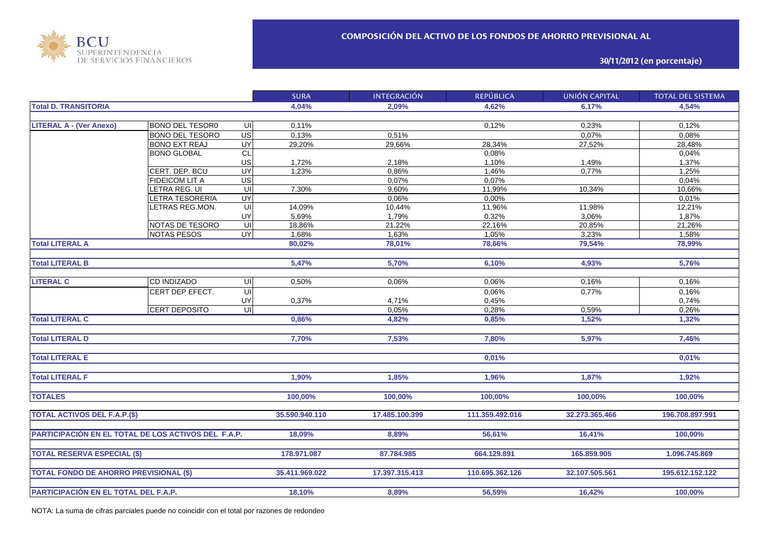BCU SUPERINTENDENCIA DE SERVICIOS FINANCIEROS

## COMPOSICIÓN DEL ACTIVO DE LOS FONDOS DE AHORRO PREVISIONAL AL

### 30/11/2012 (en porcentaje)

| | | | SURA | INTEGRACIÓN | REPÚBLICA | UNIÓN CAPITAL | TOTAL DEL SISTEMA |
|---|---|---|---|---|---|---|---|
| **Total D. TRANSITORIA** | | | **4,04%** | **2,09%** | **4,62%** | **6,17%** | **4,54%** |
| **LITERAL A - (Ver Anexo)** | BONO DEL TESOR0 | UI | 0,11% | | 0,12% | 0,23% | 0,12% |
| | BONO DEL TESORO | US | 0,13% | 0,51% | | 0,07% | 0,08% |
| | BONO EXT REAJ | UY | 29,20% | 29,66% | 28,34% | 27,52% | 28,48% |
| | BONO GLOBAL | CL | | | 0,08% | | 0,04% |
| | | US | 1,72% | 2,18% | 1,10% | 1,49% | 1,37% |
| | CERT. DEP. BCU | UY | 1,23% | 0,86% | 1,46% | 0,77% | 1,25% |
| | FIDEICOM LIT A | US | | 0,07% | 0,07% | | 0,04% |
| | LETRA REG. UI | UI | 7,30% | 9,60% | 11,99% | 10,34% | 10,66% |
| | LETRA TESORERIA | UY | | 0,06% | 0,00% | | 0,01% |
| | LETRAS REG.MON. | UI | 14,09% | 10,44% | 11,96% | 11,98% | 12,21% |
| | | UY | 5,69% | 1,79% | 0,32% | 3,06% | 1,87% |
| | NOTAS DE TESORO | UI | 18,86% | 21,22% | 22,16% | 20,85% | 21,26% |
| | NOTAS PESOS | UY | 1,68% | 1,63% | 1,05% | 3,23% | 1,58% |
| **Total LITERAL A** | | | **80,02%** | **78,01%** | **78,66%** | **79,54%** | **78,99%** |
| **Total LITERAL B** | | | **5,47%** | **5,70%** | **6,10%** | **4,93%** | **5,76%** |
| **LITERAL C** | CD INDIZADO | UI | 0,50% | 0,06% | 0,06% | 0,16% | 0,16% |
| | CERT DEP EFECT. | UI | | | 0,06% | 0,77% | 0,16% |
| | | UY | 0,37% | 4,71% | 0,45% | | 0,74% |
| | CERT DEPOSITO | UI | | 0,05% | 0,28% | 0,59% | 0,26% |
| **Total LITERAL C** | | | **0,86%** | **4,82%** | **0,85%** | **1,52%** | **1,32%** |
| **Total LITERAL D** | | | **7,70%** | **7,53%** | **7,80%** | **5,97%** | **7,46%** |
| **Total LITERAL E** | | | | | **0,01%** | | **0,01%** |
| **Total LITERAL F** | | | **1,90%** | **1,85%** | **1,96%** | **1,87%** | **1,92%** |
| **TOTALES** | | | **100,00%** | **100,00%** | **100,00%** | **100,00%** | **100,00%** |
| **TOTAL ACTIVOS DEL F.A.P.($)** | | | **35.590.940.110** | **17.485.100.399** | **111.359.492.016** | **32.273.365.466** | **196.708.897.991** |
| **PARTICIPACIÓN EN EL TOTAL DE LOS ACTIVOS DEL F.A.P.** | | | **18,09%** | **8,89%** | **56,61%** | **16,41%** | **100,00%** |
| **TOTAL RESERVA ESPECIAL ($)** | | | **178.971.087** | **87.784.985** | **664.129.891** | **165.859.905** | **1.096.745.869** |
| **TOTAL FONDO DE AHORRO PREVISIONAL ($)** | | | **35.411.969.022** | **17.397.315.413** | **110.695.362.126** | **32.107.505.561** | **195.612.152.122** |
| **PARTICIPACIÓN EN EL TOTAL DEL F.A.P.** | | | **18,10%** | **8,89%** | **56,59%** | **16,42%** | **100,00%** |

NOTA: La suma de cifras parciales puede no coincidir con el total por razones de redondeo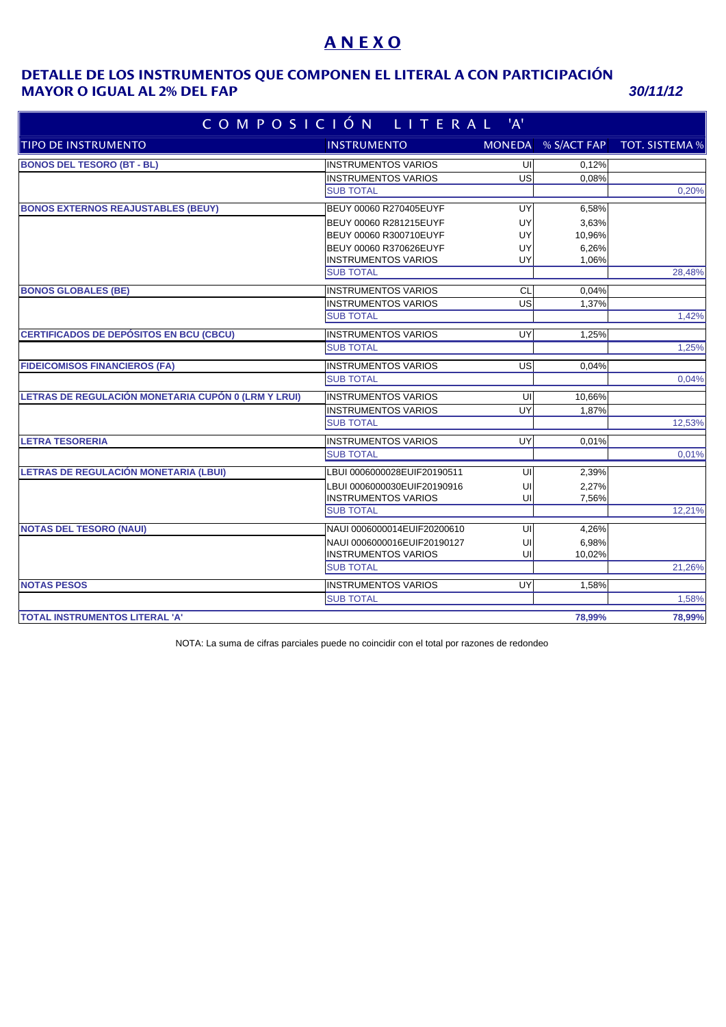# ANEXO

## DETALLE DE LOS INSTRUMENTOS QUE COMPONEN EL LITERAL A CON PARTICIPACIÓN MAYOR O IGUAL AL 2% DEL FAP

*30/11/12*

| COMPOSICIÓN LITERAL 'A' | | | | |
|---|---|---|---|---|
| **TIPO DE INSTRUMENTO** | **INSTRUMENTO** | **MONEDA** | **% S/ACT FAP** | **TOT. SISTEMA %** |
| **BONOS DEL TESORO (BT - BL)** | INSTRUMENTOS VARIOS | UI | 0,12% | |
| | INSTRUMENTOS VARIOS | US | 0,08% | |
| | SUB TOTAL | | | 0,20% |
| **BONOS EXTERNOS REAJUSTABLES (BEUY)** | BEUY 00060 R270405EUYF | UY | 6,58% | |
| | BEUY 00060 R281215EUYF | UY | 3,63% | |
| | BEUY 00060 R300710EUYF | UY | 10,96% | |
| | BEUY 00060 R370626EUYF | UY | 6,26% | |
| | INSTRUMENTOS VARIOS | UY | 1,06% | |
| | SUB TOTAL | | | 28,48% |
| **BONOS GLOBALES (BE)** | INSTRUMENTOS VARIOS | CL | 0,04% | |
| | INSTRUMENTOS VARIOS | US | 1,37% | |
| | SUB TOTAL | | | 1,42% |
| **CERTIFICADOS DE DEPÓSITOS EN BCU (CBCU)** | INSTRUMENTOS VARIOS | UY | 1,25% | |
| | SUB TOTAL | | | 1,25% |
| **FIDEICOMISOS FINANCIEROS (FA)** | INSTRUMENTOS VARIOS | US | 0,04% | |
| | SUB TOTAL | | | 0,04% |
| **LETRAS DE REGULACIÓN MONETARIA CUPÓN 0 (LRM Y LRUI)** | INSTRUMENTOS VARIOS | UI | 10,66% | |
| | INSTRUMENTOS VARIOS | UY | 1,87% | |
| | SUB TOTAL | | | 12,53% |
| **LETRA TESORERIA** | INSTRUMENTOS VARIOS | UY | 0,01% | |
| | SUB TOTAL | | | 0,01% |
| **LETRAS DE REGULACIÓN MONETARIA (LBUI)** | LBUI 0006000028EUIF20190511 | UI | 2,39% | |
| | LBUI 0006000030EUIF20190916 | UI | 2,27% | |
| | INSTRUMENTOS VARIOS | UI | 7,56% | |
| | SUB TOTAL | | | 12,21% |
| **NOTAS DEL TESORO (NAUI)** | NAUI 0006000014EUIF20200610 | UI | 4,26% | |
| | NAUI 0006000016EUIF20190127 | UI | 6,98% | |
| | INSTRUMENTOS VARIOS | UI | 10,02% | |
| | SUB TOTAL | | | 21,26% |
| **NOTAS PESOS** | INSTRUMENTOS VARIOS | UY | 1,58% | |
| | SUB TOTAL | | | 1,58% |
| **TOTAL INSTRUMENTOS LITERAL 'A'** | | | **78,99%** | **78,99%** |

NOTA: La suma de cifras parciales puede no coincidir con el total por razones de redondeo